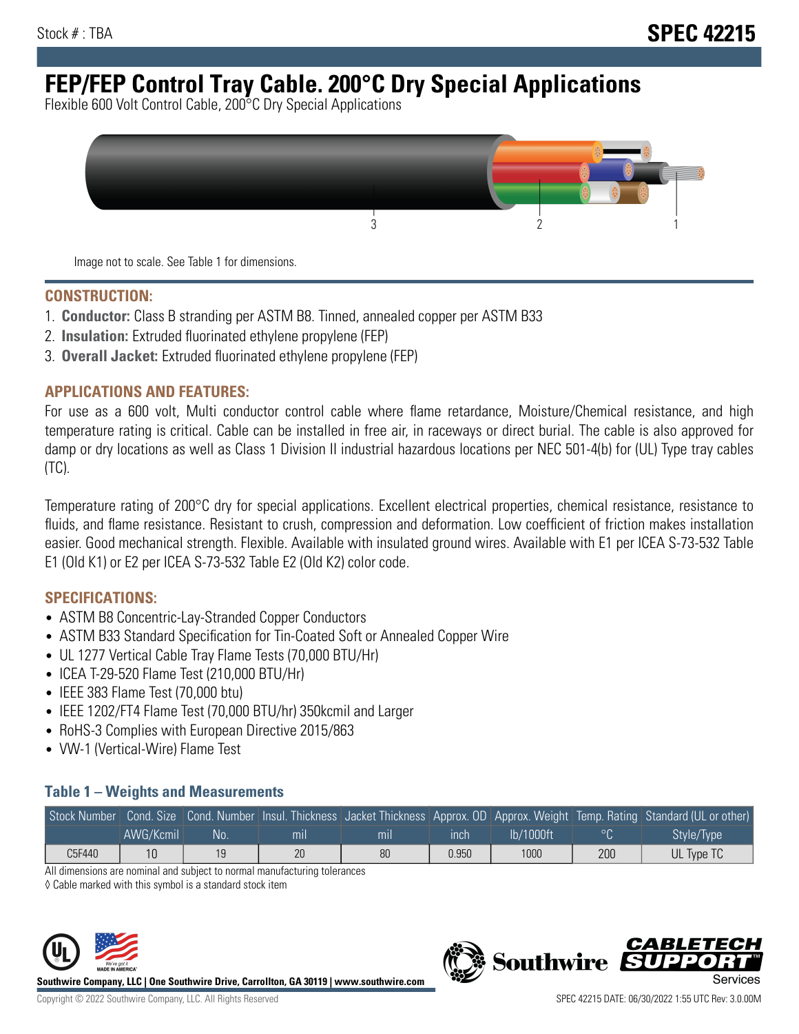Stock # : TBA

# SPEC 42215

# FEP/FEP Control Tray Cable. 200°C Dry Special Applications

Flexible 600 Volt Control Cable, 200°C Dry Special Applications

Image not to scale. See Table 1 for dimensions.

## CONSTRUCTION:

1. **Conductor:** Class B stranding per ASTM B8. Tinned, annealed copper per ASTM B33
2. **Insulation:** Extruded fluorinated ethylene propylene (FEP)
3. **Overall Jacket:** Extruded fluorinated ethylene propylene (FEP)

## APPLICATIONS AND FEATURES:

For use as a 600 volt, Multi conductor control cable where flame retardance, Moisture/Chemical resistance, and high temperature rating is critical. Cable can be installed in free air, in raceways or direct burial. The cable is also approved for damp or dry locations as well as Class 1 Division II industrial hazardous locations per NEC 501-4(b) for (UL) Type tray cables (TC).

Temperature rating of 200°C dry for special applications. Excellent electrical properties, chemical resistance, resistance to fluids, and flame resistance. Resistant to crush, compression and deformation. Low coefficient of friction makes installation easier. Good mechanical strength. Flexible. Available with insulated ground wires. Available with E1 per ICEA S-73-532 Table E1 (Old K1) or E2 per ICEA S-73-532 Table E2 (Old K2) color code.

## SPECIFICATIONS:

- ASTM B8 Concentric-Lay-Stranded Copper Conductors
- ASTM B33 Standard Specification for Tin-Coated Soft or Annealed Copper Wire
- UL 1277 Vertical Cable Tray Flame Tests (70,000 BTU/Hr)
- ICEA T-29-520 Flame Test (210,000 BTU/Hr)
- IEEE 383 Flame Test (70,000 btu)
- IEEE 1202/FT4 Flame Test (70,000 BTU/hr) 350kcmil and Larger
- RoHS-3 Complies with European Directive 2015/863
- VW-1 (Vertical-Wire) Flame Test

### Table 1 – Weights and Measurements

| Stock Number | Cond. Size | Cond. Number | Insul. Thickness | Jacket Thickness | Approx. OD | Approx. Weight | Temp. Rating | Standard (UL or other) |
|---|---|---|---|---|---|---|---|---|
| | AWG/Kcmil | No. | mil | mil | inch | lb/1000ft | °C | Style/Type |
| C5F440 | 10 | 19 | 20 | 80 | 0.950 | 1000 | 200 | UL Type TC |

All dimensions are nominal and subject to normal manufacturing tolerances

◊ Cable marked with this symbol is a standard stock item

Southwire Company, LLC | One Southwire Drive, Carrollton, GA 30119 | www.southwire.com

Copyright © 2022 Southwire Company, LLC. All Rights Reserved

SPEC 42215 DATE: 06/30/2022 1:55 UTC Rev: 3.0.00M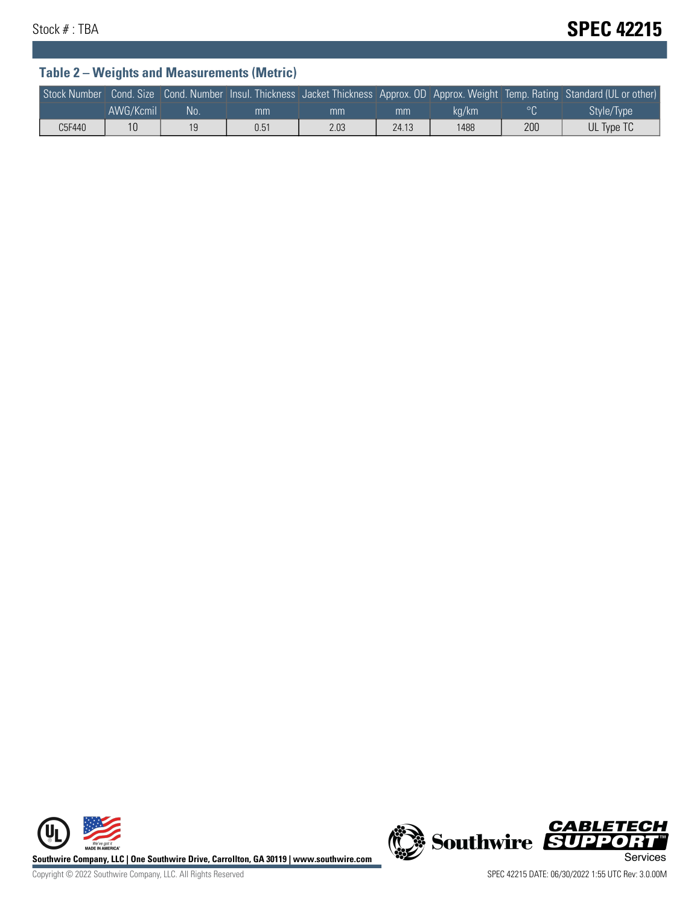### Table 2 – Weights and Measurements (Metric)

| Stock Number | Cond. Size | Cond. Number | Insul. Thickness | Jacket Thickness | Approx. OD | Approx. Weight | Temp. Rating | Standard (UL or other) |
|---|---|---|---|---|---|---|---|---|
| | AWG/Kcmil | No. | mm | mm | mm | kg/km | °C | Style/Type |
| C5F440 | 10 | 19 | 0.51 | 2.03 | 24.13 | 1488 | 200 | UL Type TC |

**Southwire Company, LLC | One Southwire Drive, Carrollton, GA 30119 | www.southwire.com**

Copyright © 2022 Southwire Company, LLC. All Rights Reserved

SPEC 42215 DATE: 06/30/2022 1:55 UTC Rev: 3.0.00M